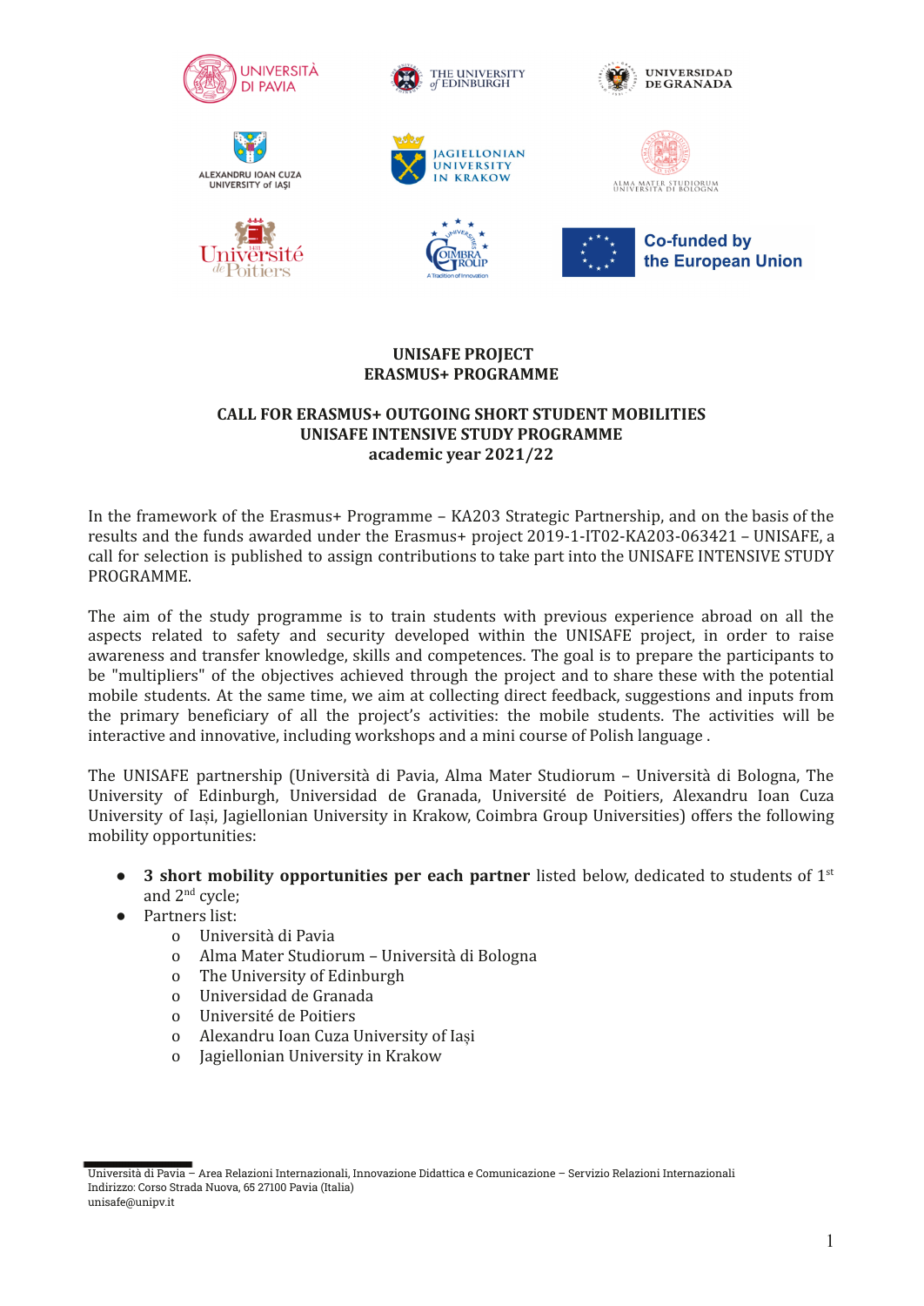**UNISAFE PROJECT**
**ERASMUS+ PROGRAMME**

**CALL FOR ERASMUS+ OUTGOING SHORT STUDENT MOBILITIES**
**UNISAFE INTENSIVE STUDY PROGRAMME**
**academic year 2021/22**

In the framework of the Erasmus+ Programme – KA203 Strategic Partnership, and on the basis of the results and the funds awarded under the Erasmus+ project 2019-1-IT02-KA203-063421 – UNISAFE, a call for selection is published to assign contributions to take part into the UNISAFE INTENSIVE STUDY PROGRAMME.

The aim of the study programme is to train students with previous experience abroad on all the aspects related to safety and security developed within the UNISAFE project, in order to raise awareness and transfer knowledge, skills and competences. The goal is to prepare the participants to be "multipliers" of the objectives achieved through the project and to share these with the potential mobile students. At the same time, we aim at collecting direct feedback, suggestions and inputs from the primary beneficiary of all the project's activities: the mobile students. The activities will be interactive and innovative, including workshops and a mini course of Polish language .

The UNISAFE partnership (Università di Pavia, Alma Mater Studiorum – Università di Bologna, The University of Edinburgh, Universidad de Granada, Université de Poitiers, Alexandru Ioan Cuza University of Iași, Jagiellonian University in Krakow, Coimbra Group Universities) offers the following mobility opportunities:

- **3 short mobility opportunities per each partner** listed below, dedicated to students of 1st and 2nd cycle;
- Partners list:
  - Università di Pavia
  - Alma Mater Studiorum – Università di Bologna
  - The University of Edinburgh
  - Universidad de Granada
  - Université de Poitiers
  - Alexandru Ioan Cuza University of Iași
  - Jagiellonian University in Krakow

Università di Pavia – Area Relazioni Internazionali, Innovazione Didattica e Comunicazione – Servizio Relazioni Internazionali
Indirizzo: Corso Strada Nuova, 65 27100 Pavia (Italia)
unisafe@unipv.it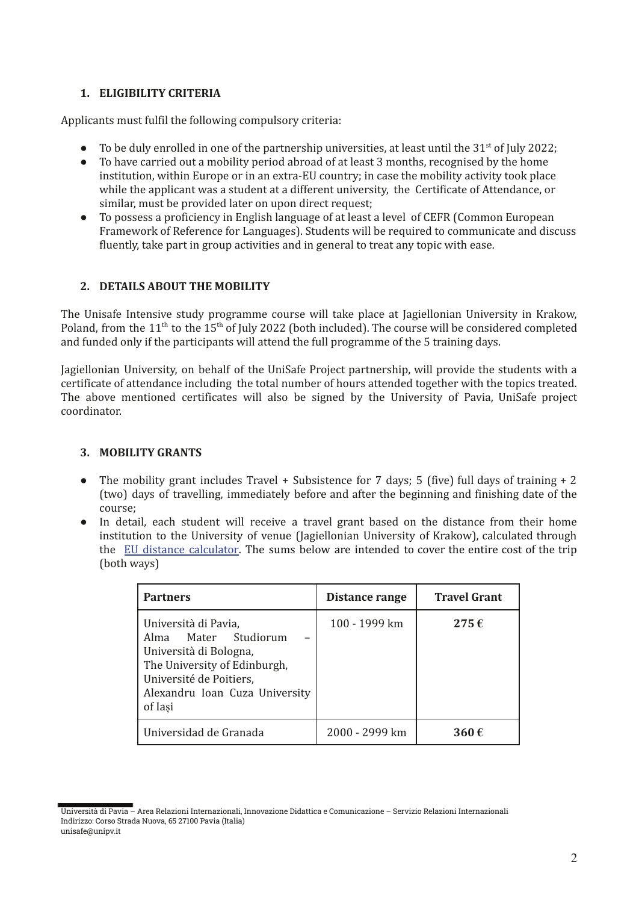## 1. ELIGIBILITY CRITERIA

Applicants must fulfil the following compulsory criteria:

- To be duly enrolled in one of the partnership universities, at least until the 31st of July 2022;
- To have carried out a mobility period abroad of at least 3 months, recognised by the home institution, within Europe or in an extra-EU country; in case the mobility activity took place while the applicant was a student at a different university, the Certificate of Attendance, or similar, must be provided later on upon direct request;
- To possess a proficiency in English language of at least a level of CEFR (Common European Framework of Reference for Languages). Students will be required to communicate and discuss fluently, take part in group activities and in general to treat any topic with ease.

## 2. DETAILS ABOUT THE MOBILITY

The Unisafe Intensive study programme course will take place at Jagiellonian University in Krakow, Poland, from the 11th to the 15th of July 2022 (both included). The course will be considered completed and funded only if the participants will attend the full programme of the 5 training days.

Jagiellonian University, on behalf of the UniSafe Project partnership, will provide the students with a certificate of attendance including the total number of hours attended together with the topics treated. The above mentioned certificates will also be signed by the University of Pavia, UniSafe project coordinator.

## 3. MOBILITY GRANTS

- The mobility grant includes Travel + Subsistence for 7 days; 5 (five) full days of training + 2 (two) days of travelling, immediately before and after the beginning and finishing date of the course;
- In detail, each student will receive a travel grant based on the distance from their home institution to the University of venue (Jagiellonian University of Krakow), calculated through the EU distance calculator. The sums below are intended to cover the entire cost of the trip (both ways)

| Partners | Distance range | Travel Grant |
| --- | --- | --- |
| Università di Pavia, Alma Mater Studiorum – Università di Bologna, The University of Edinburgh, Université de Poitiers, Alexandru Ioan Cuza University of Iași | 100 - 1999 km | **275 €** |
| Universidad de Granada | 2000 - 2999 km | **360 €** |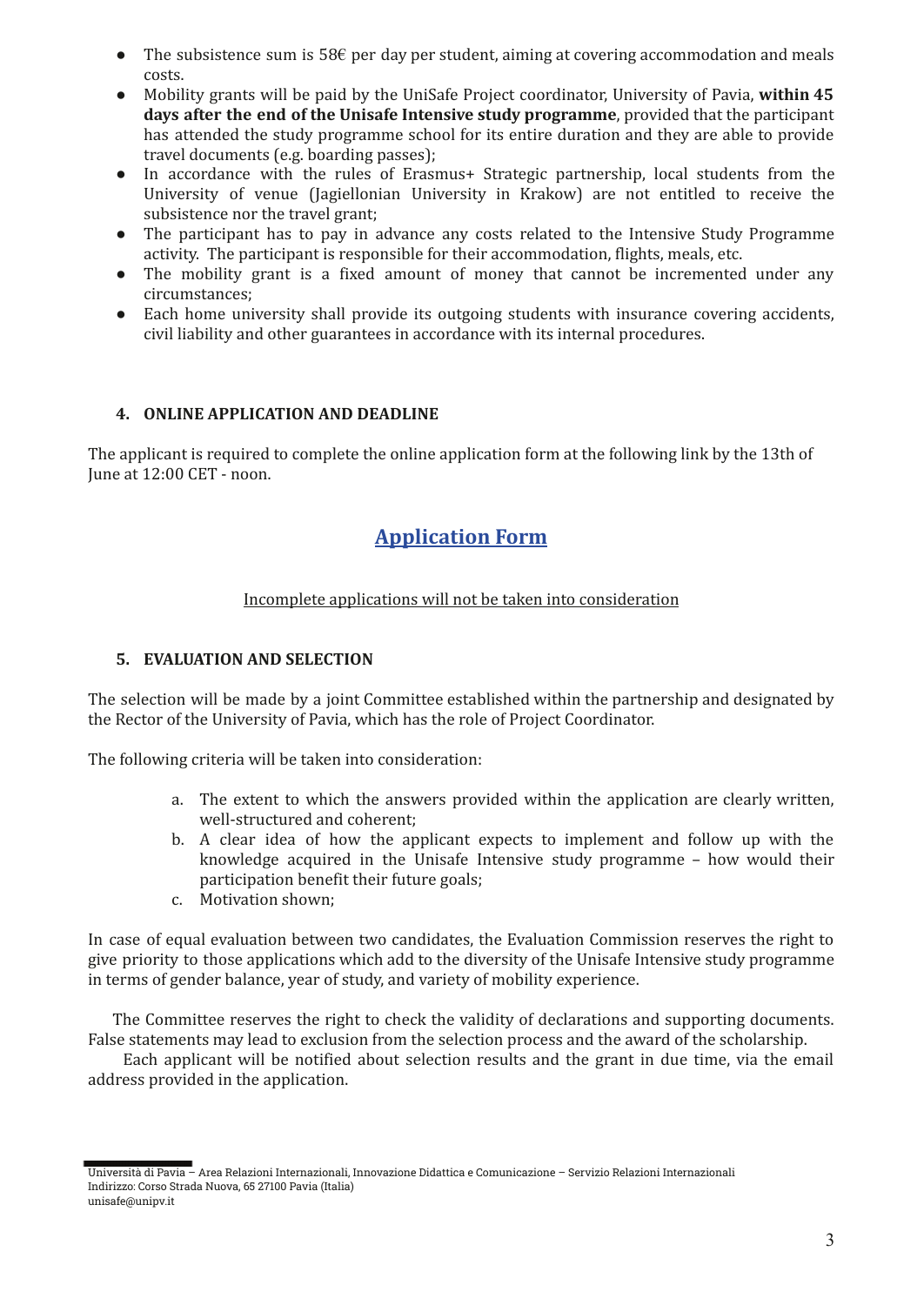- The subsistence sum is 58€ per day per student, aiming at covering accommodation and meals costs.
- Mobility grants will be paid by the UniSafe Project coordinator, University of Pavia, **within 45 days after the end of the Unisafe Intensive study programme**, provided that the participant has attended the study programme school for its entire duration and they are able to provide travel documents (e.g. boarding passes);
- In accordance with the rules of Erasmus+ Strategic partnership, local students from the University of venue (Jagiellonian University in Krakow) are not entitled to receive the subsistence nor the travel grant;
- The participant has to pay in advance any costs related to the Intensive Study Programme activity. The participant is responsible for their accommodation, flights, meals, etc.
- The mobility grant is a fixed amount of money that cannot be incremented under any circumstances;
- Each home university shall provide its outgoing students with insurance covering accidents, civil liability and other guarantees in accordance with its internal procedures.

## 4. ONLINE APPLICATION AND DEADLINE

The applicant is required to complete the online application form at the following link by the 13th of June at 12:00 CET - noon.

## Application Form

Incomplete applications will not be taken into consideration

## 5. EVALUATION AND SELECTION

The selection will be made by a joint Committee established within the partnership and designated by the Rector of the University of Pavia, which has the role of Project Coordinator.

The following criteria will be taken into consideration:

a. The extent to which the answers provided within the application are clearly written, well-structured and coherent;
b. A clear idea of how the applicant expects to implement and follow up with the knowledge acquired in the Unisafe Intensive study programme – how would their participation benefit their future goals;
c. Motivation shown;

In case of equal evaluation between two candidates, the Evaluation Commission reserves the right to give priority to those applications which add to the diversity of the Unisafe Intensive study programme in terms of gender balance, year of study, and variety of mobility experience.

The Committee reserves the right to check the validity of declarations and supporting documents. False statements may lead to exclusion from the selection process and the award of the scholarship.

Each applicant will be notified about selection results and the grant in due time, via the email address provided in the application.

Università di Pavia – Area Relazioni Internazionali, Innovazione Didattica e Comunicazione – Servizio Relazioni Internazionali
Indirizzo: Corso Strada Nuova, 65 27100 Pavia (Italia)
unisafe@unipv.it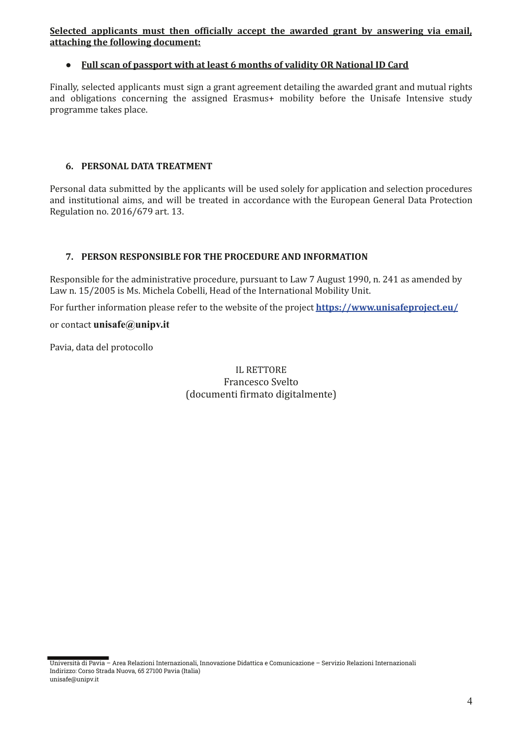**Selected applicants must then officially accept the awarded grant by answering via email, attaching the following document:**

- **Full scan of passport with at least 6 months of validity OR National ID Card**

Finally, selected applicants must sign a grant agreement detailing the awarded grant and mutual rights and obligations concerning the assigned Erasmus+ mobility before the Unisafe Intensive study programme takes place.

## 6. PERSONAL DATA TREATMENT

Personal data submitted by the applicants will be used solely for application and selection procedures and institutional aims, and will be treated in accordance with the European General Data Protection Regulation no. 2016/679 art. 13.

## 7. PERSON RESPONSIBLE FOR THE PROCEDURE AND INFORMATION

Responsible for the administrative procedure, pursuant to Law 7 August 1990, n. 241 as amended by Law n. 15/2005 is Ms. Michela Cobelli, Head of the International Mobility Unit.

For further information please refer to the website of the project **https://www.unisafeproject.eu/**

or contact **unisafe@unipv.it**

Pavia, data del protocollo

IL RETTORE
Francesco Svelto
(documenti firmato digitalmente)

Università di Pavia – Area Relazioni Internazionali, Innovazione Didattica e Comunicazione – Servizio Relazioni Internazionali
Indirizzo: Corso Strada Nuova, 65 27100 Pavia (Italia)
unisafe@unipv.it